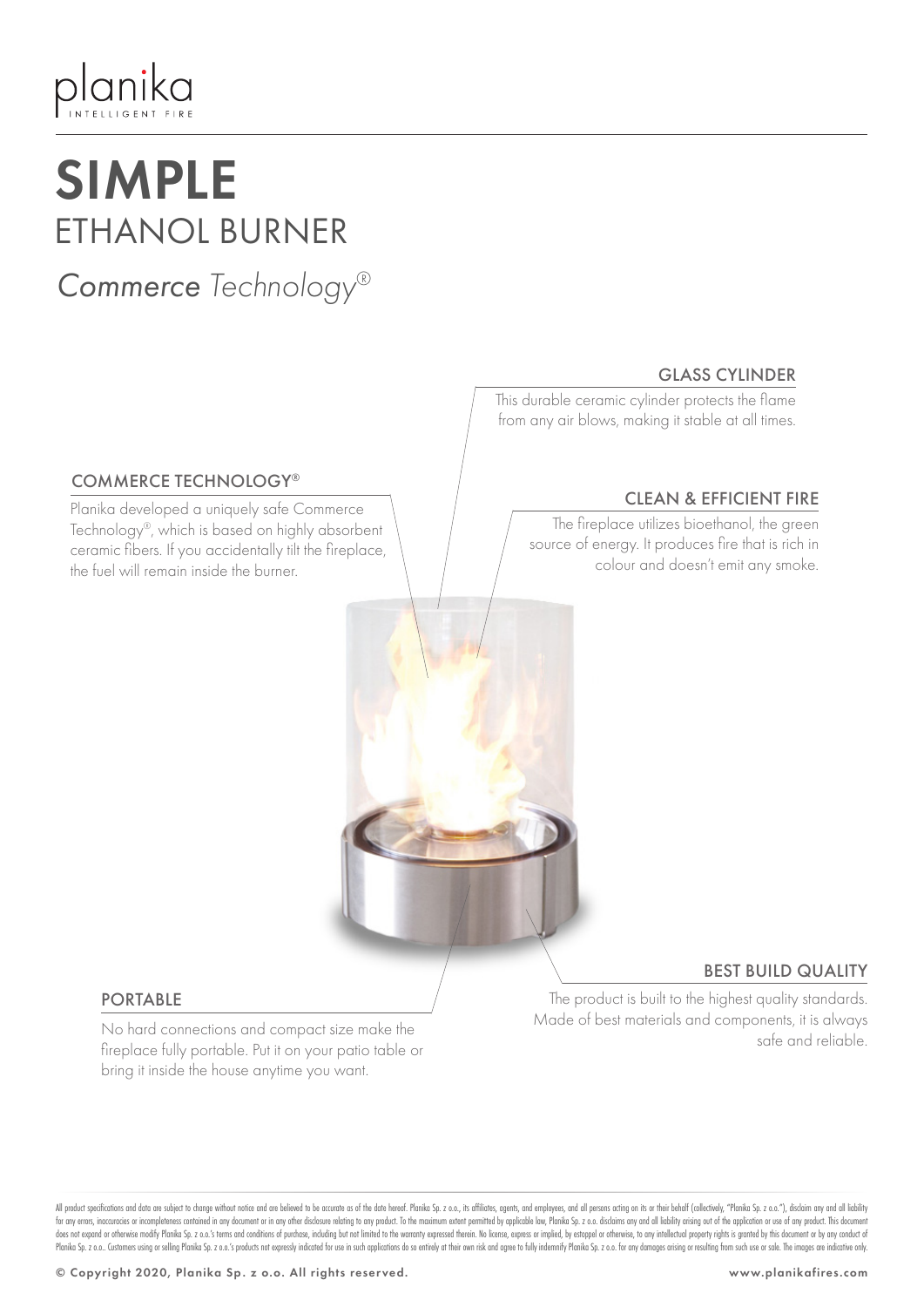planika
INTELLIGENT FIRE

# SIMPLE
## ETHANOL BURNER

*Commerce Technology®*

### GLASS CYLINDER

This durable ceramic cylinder protects the flame from any air blows, making it stable at all times.

### COMMERCE TECHNOLOGY®

Planika developed a uniquely safe Commerce Technology®, which is based on highly absorbent ceramic fibers. If you accidentally tilt the fireplace, the fuel will remain inside the burner.

### CLEAN & EFFICIENT FIRE

The fireplace utilizes bioethanol, the green source of energy. It produces fire that is rich in colour and doesn't emit any smoke.

### BEST BUILD QUALITY

The product is built to the highest quality standards. Made of best materials and components, it is always safe and reliable.

### PORTABLE

No hard connections and compact size make the fireplace fully portable. Put it on your patio table or bring it inside the house anytime you want.

All product specifications and data are subject to change without notice and are believed to be accurate as of the date hereof. Planika Sp. z o.o., its affiliates, agents, and employees, and all persons acting on its or their behalf (collectively, "Planika Sp. z o.o."), disclaim any and all liability for any errors, inaccuracies or incompleteness contained in any document or in any other disclosure relating to any product. To the maximum extent permitted by applicable law, Planika Sp. z o.o. disclaims any and all liability arising out of the application or use of any product. This document does not expand or otherwise modify Planika Sp. z o.o.'s terms and conditions of purchase, including but not limited to the warranty expressed therein. No license, express or implied, by estoppel or otherwise, to any intellectual property rights is granted by this document or by any conduct of Planika Sp. z o.o.. Customers using or selling Planika Sp. z o.o.'s products not expressly indicated for use in such applications do so entirely at their own risk and agree to fully indemnify Planika Sp. z o.o. for any damages arising or resulting from such use or sale. The images are indicative only.

© Copyright 2020, Planika Sp. z o.o. All rights reserved.

www.planikafires.com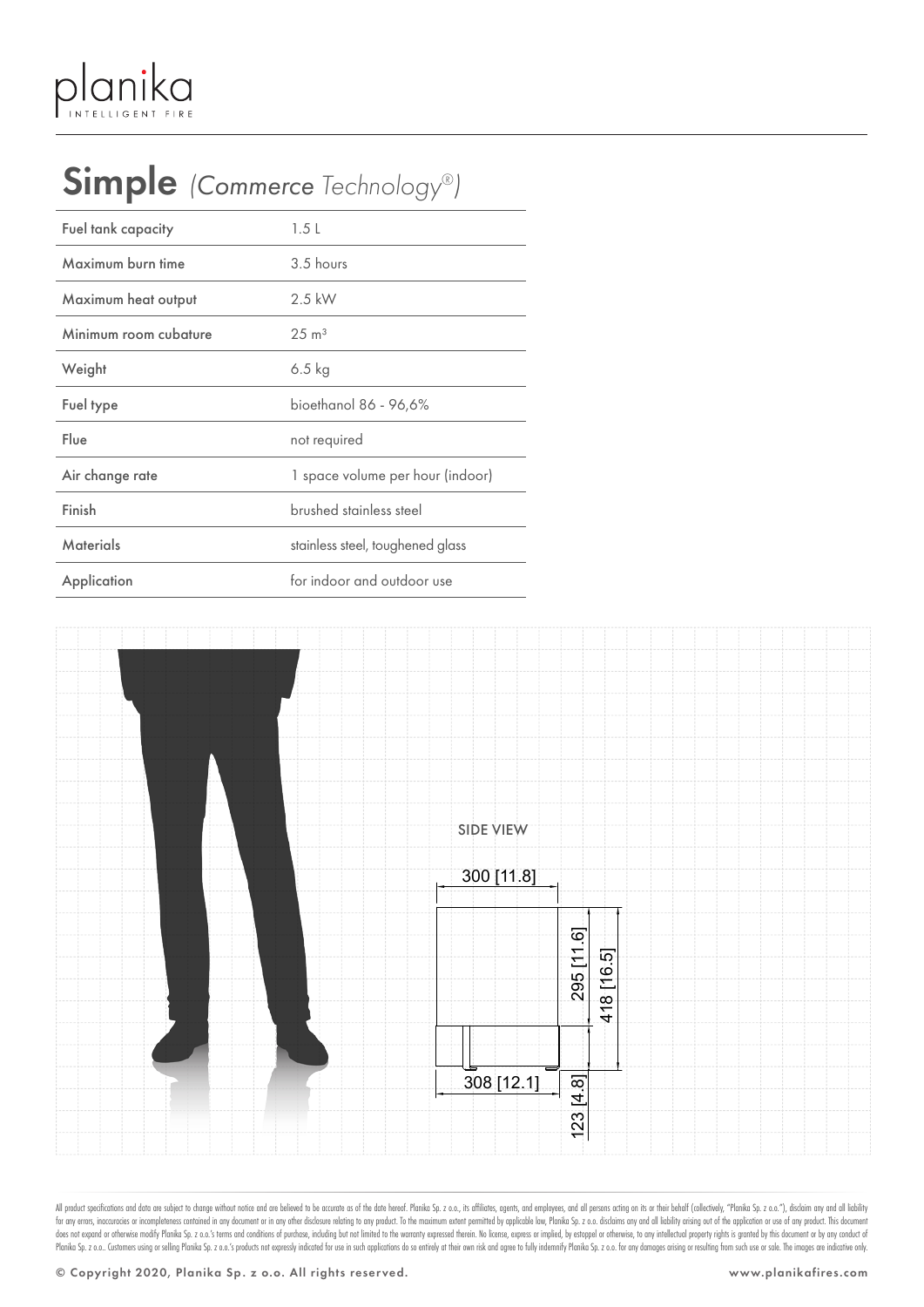# Simple *(Commerce Technology®)*

| | |
|---|---|
| Fuel tank capacity | 1.5 L |
| Maximum burn time | 3.5 hours |
| Maximum heat output | 2.5 kW |
| Minimum room cubature | 25 m³ |
| Weight | 6.5 kg |
| Fuel type | bioethanol 86 - 96,6% |
| Flue | not required |
| Air change rate | 1 space volume per hour (indoor) |
| Finish | brushed stainless steel |
| Materials | stainless steel, toughened glass |
| Application | for indoor and outdoor use |

SIDE VIEW

300 [11.8]

295 [11.6]

418 [16.5]

308 [12.1]

123 [4.8]

All product specifications and data are subject to change without notice and are believed to be accurate as of the date hereof. Planika Sp. z o.o., its affiliates, agents, and employees, and all persons acting on its or their behalf (collectively, "Planika Sp. z o.o."), disclaim any and all liability for any errors, inaccuracies or incompleteness contained in any document or in any other disclosure relating to any product. To the maximum extent permitted by applicable law, Planika Sp. z o.o. disclaims any and all liability arising out of the application or use of any product. This document does not expand or otherwise modify Planika Sp. z o.o.'s terms and conditions of purchase, including but not limited to the warranty expressed therein. No license, express or implied, by estoppel or otherwise, to any intellectual property rights is granted by this document or by any conduct of Planika Sp. z o.o.. Customers using or selling Planika Sp. z o.o.'s products not expressly indicated for use in such applications do so entirely at their own risk and agree to fully indemnify Planika Sp. z o.o. for any damages arising or resulting from such use or sale. The images are indicative only.

© Copyright 2020, Planika Sp. z o.o. All rights reserved.

www.planikafires.com